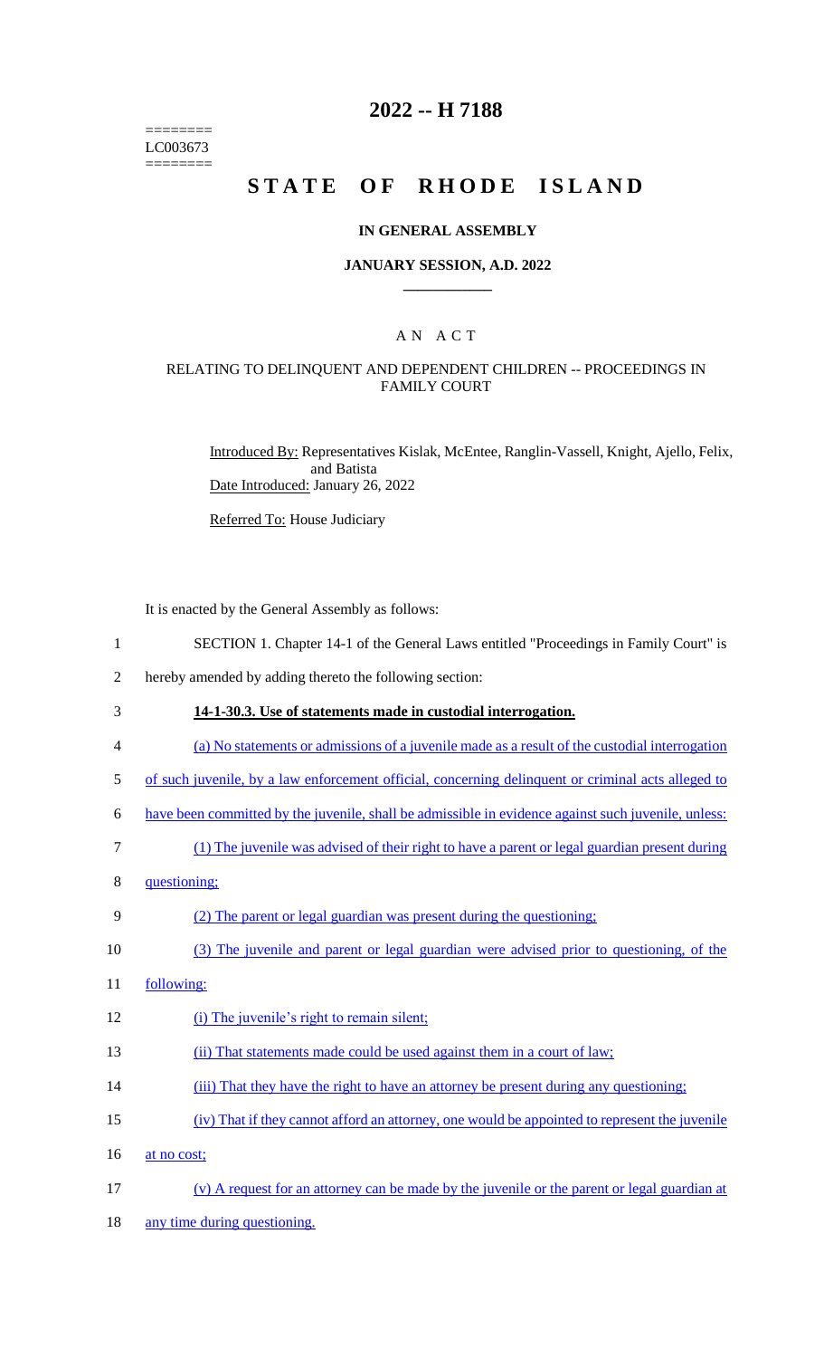======== LC003673 ========

# 2022 -- H 7188

# STATE OF RHODE ISLAND

### IN GENERAL ASSEMBLY

### JANUARY SESSION, A.D. 2022

## AN ACT

### RELATING TO DELINQUENT AND DEPENDENT CHILDREN -- PROCEEDINGS IN FAMILY COURT

Introduced By: Representatives Kislak, McEntee, Ranglin-Vassell, Knight, Ajello, Felix, and Batista

Date Introduced: January 26, 2022

Referred To: House Judiciary

It is enacted by the General Assembly as follows:

SECTION 1. Chapter 14-1 of the General Laws entitled "Proceedings in Family Court" is hereby amended by adding thereto the following section:

**14-1-30.3. Use of statements made in custodial interrogation.**

(a) No statements or admissions of a juvenile made as a result of the custodial interrogation of such juvenile, by a law enforcement official, concerning delinquent or criminal acts alleged to have been committed by the juvenile, shall be admissible in evidence against such juvenile, unless:

(1) The juvenile was advised of their right to have a parent or legal guardian present during questioning;

(2) The parent or legal guardian was present during the questioning;

(3) The juvenile and parent or legal guardian were advised prior to questioning, of the following:

(i) The juvenile's right to remain silent;

(ii) That statements made could be used against them in a court of law;

(iii) That they have the right to have an attorney be present during any questioning;

(iv) That if they cannot afford an attorney, one would be appointed to represent the juvenile at no cost;

(v) A request for an attorney can be made by the juvenile or the parent or legal guardian at any time during questioning.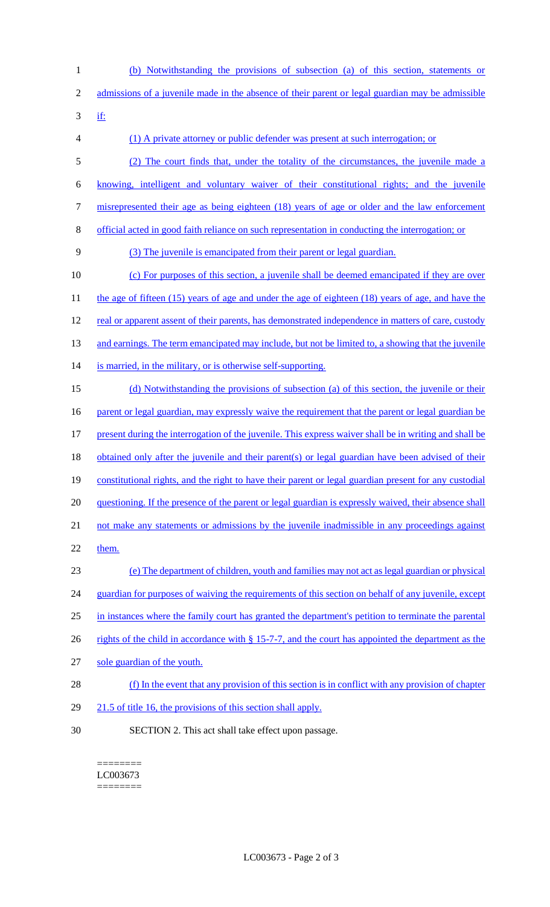(b) Notwithstanding the provisions of subsection (a) of this section, statements or admissions of a juvenile made in the absence of their parent or legal guardian may be admissible if:

(1) A private attorney or public defender was present at such interrogation; or

(2) The court finds that, under the totality of the circumstances, the juvenile made a knowing, intelligent and voluntary waiver of their constitutional rights; and the juvenile misrepresented their age as being eighteen (18) years of age or older and the law enforcement official acted in good faith reliance on such representation in conducting the interrogation; or

(3) The juvenile is emancipated from their parent or legal guardian.

(c) For purposes of this section, a juvenile shall be deemed emancipated if they are over the age of fifteen (15) years of age and under the age of eighteen (18) years of age, and have the real or apparent assent of their parents, has demonstrated independence in matters of care, custody and earnings. The term emancipated may include, but not be limited to, a showing that the juvenile is married, in the military, or is otherwise self-supporting.

(d) Notwithstanding the provisions of subsection (a) of this section, the juvenile or their parent or legal guardian, may expressly waive the requirement that the parent or legal guardian be present during the interrogation of the juvenile. This express waiver shall be in writing and shall be obtained only after the juvenile and their parent(s) or legal guardian have been advised of their constitutional rights, and the right to have their parent or legal guardian present for any custodial questioning. If the presence of the parent or legal guardian is expressly waived, their absence shall not make any statements or admissions by the juvenile inadmissible in any proceedings against them.

(e) The department of children, youth and families may not act as legal guardian or physical guardian for purposes of waiving the requirements of this section on behalf of any juvenile, except in instances where the family court has granted the department's petition to terminate the parental rights of the child in accordance with § 15-7-7, and the court has appointed the department as the sole guardian of the youth.

(f) In the event that any provision of this section is in conflict with any provision of chapter 21.5 of title 16, the provisions of this section shall apply.

SECTION 2. This act shall take effect upon passage.

========
LC003673
========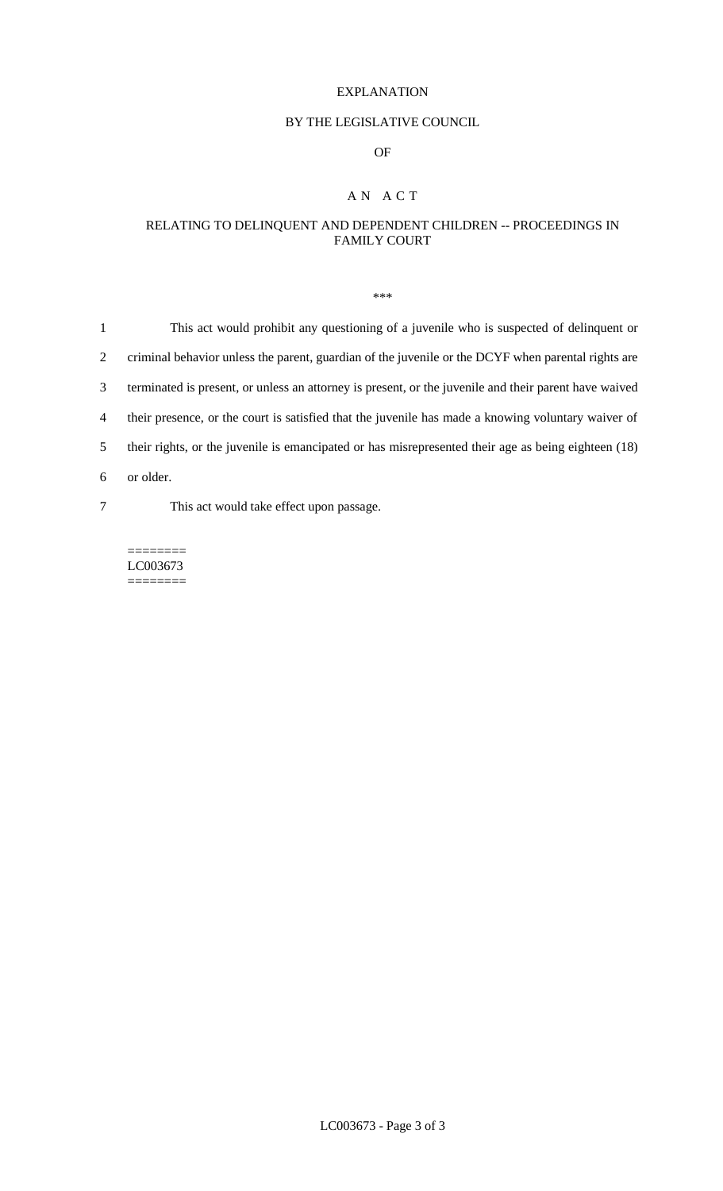EXPLANATION

BY THE LEGISLATIVE COUNCIL

OF

A N A C T

RELATING TO DELINQUENT AND DEPENDENT CHILDREN -- PROCEEDINGS IN FAMILY COURT

\*\*\*

This act would prohibit any questioning of a juvenile who is suspected of delinquent or criminal behavior unless the parent, guardian of the juvenile or the DCYF when parental rights are terminated is present, or unless an attorney is present, or the juvenile and their parent have waived their presence, or the court is satisfied that the juvenile has made a knowing voluntary waiver of their rights, or the juvenile is emancipated or has misrepresented their age as being eighteen (18) or older.

This act would take effect upon passage.

========
LC003673
========